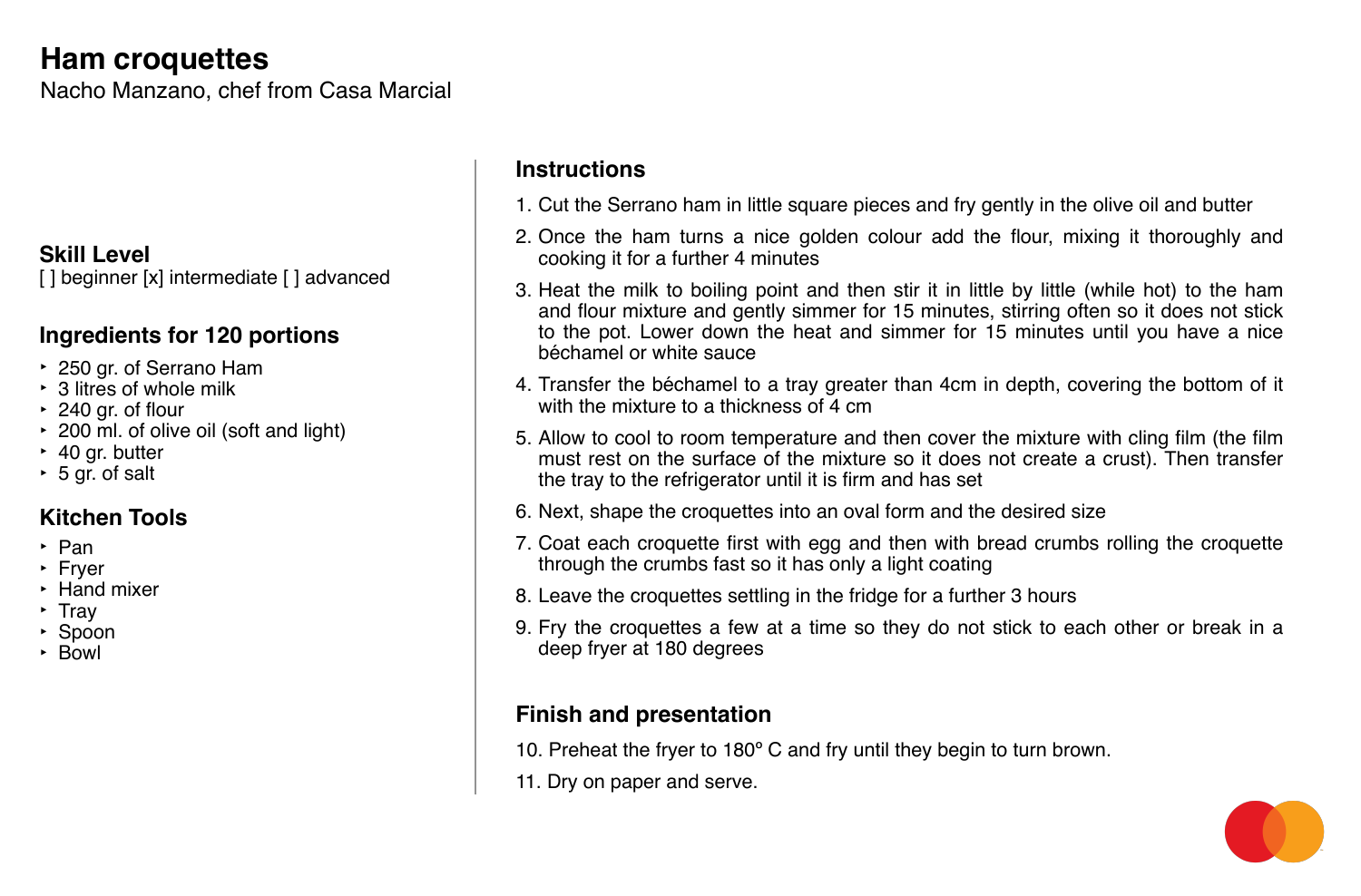# Ham croquettes

Nacho Manzano, chef from Casa Marcial

## Skill Level

[ ] beginner [x] intermediate [ ] advanced

## Ingredients for 120 portions

- 250 gr. of Serrano Ham
- 3 litres of whole milk
- 240 gr. of flour
- 200 ml. of olive oil (soft and light)
- 40 gr. butter
- 5 gr. of salt

## Kitchen Tools

- Pan
- Fryer
- Hand mixer
- Tray
- Spoon
- Bowl

## Instructions

1. Cut the Serrano ham in little square pieces and fry gently in the olive oil and butter
2. Once the ham turns a nice golden colour add the flour, mixing it thoroughly and cooking it for a further 4 minutes
3. Heat the milk to boiling point and then stir it in little by little (while hot) to the ham and flour mixture and gently simmer for 15 minutes, stirring often so it does not stick to the pot. Lower down the heat and simmer for 15 minutes until you have a nice béchamel or white sauce
4. Transfer the béchamel to a tray greater than 4cm in depth, covering the bottom of it with the mixture to a thickness of 4 cm
5. Allow to cool to room temperature and then cover the mixture with cling film (the film must rest on the surface of the mixture so it does not create a crust). Then transfer the tray to the refrigerator until it is firm and has set
6. Next, shape the croquettes into an oval form and the desired size
7. Coat each croquette first with egg and then with bread crumbs rolling the croquette through the crumbs fast so it has only a light coating
8. Leave the croquettes settling in the fridge for a further 3 hours
9. Fry the croquettes a few at a time so they do not stick to each other or break in a deep fryer at 180 degrees

## Finish and presentation

10. Preheat the fryer to 180º C and fry until they begin to turn brown.
11. Dry on paper and serve.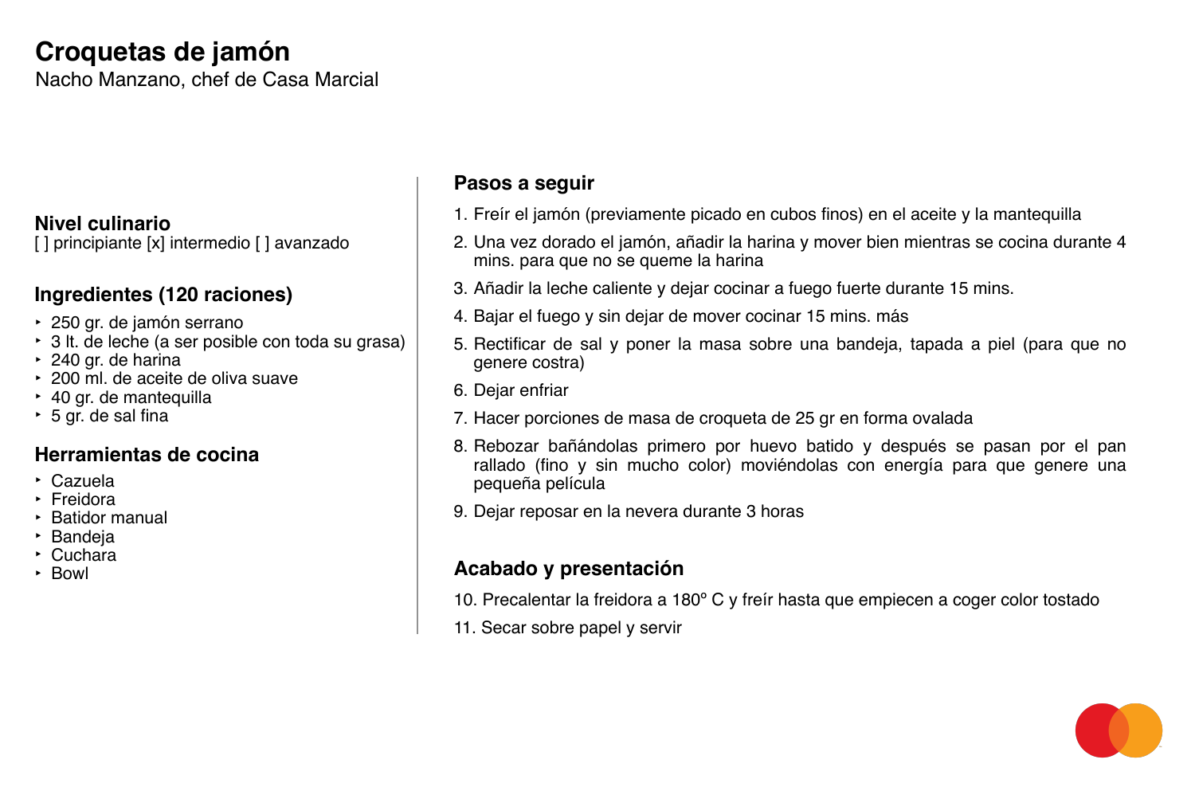# Croquetas de jamón

Nacho Manzano, chef de Casa Marcial

## Nivel culinario

[ ] principiante [x] intermedio [ ] avanzado

## Ingredientes (120 raciones)

- 250 gr. de jamón serrano
- 3 lt. de leche (a ser posible con toda su grasa)
- 240 gr. de harina
- 200 ml. de aceite de oliva suave
- 40 gr. de mantequilla
- 5 gr. de sal fina

## Herramientas de cocina

- Cazuela
- Freidora
- Batidor manual
- Bandeja
- Cuchara
- Bowl

## Pasos a seguir

1. Freír el jamón (previamente picado en cubos finos) en el aceite y la mantequilla
2. Una vez dorado el jamón, añadir la harina y mover bien mientras se cocina durante 4 mins. para que no se queme la harina
3. Añadir la leche caliente y dejar cocinar a fuego fuerte durante 15 mins.
4. Bajar el fuego y sin dejar de mover cocinar 15 mins. más
5. Rectificar de sal y poner la masa sobre una bandeja, tapada a piel (para que no genere costra)
6. Dejar enfriar
7. Hacer porciones de masa de croqueta de 25 gr en forma ovalada
8. Rebozar bañándolas primero por huevo batido y después se pasan por el pan rallado (fino y sin mucho color) moviéndolas con energía para que genere una pequeña película
9. Dejar reposar en la nevera durante 3 horas

## Acabado y presentación

10. Precalentar la freidora a 180º C y freír hasta que empiecen a coger color tostado
11. Secar sobre papel y servir